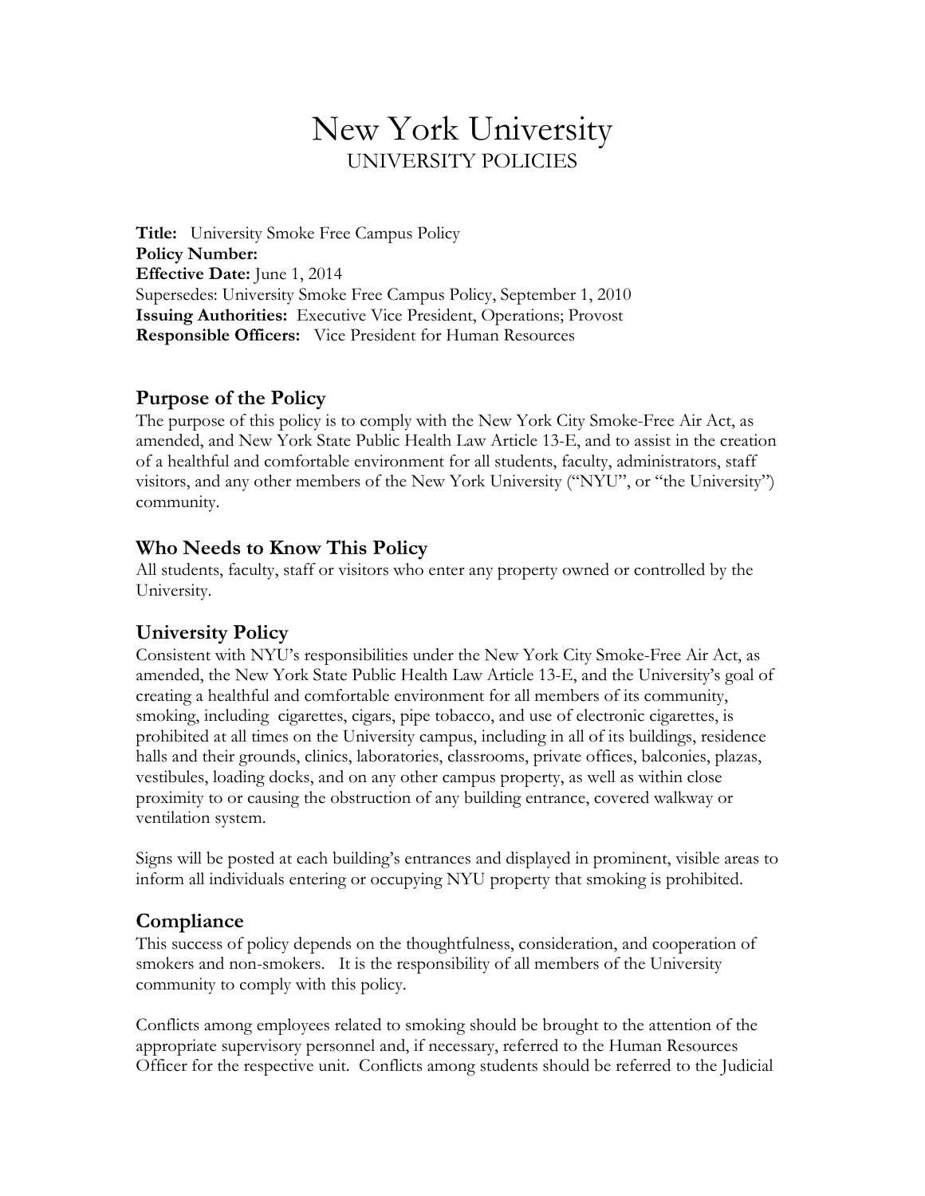# New York University

UNIVERSITY POLICIES

**Title:** University Smoke Free Campus Policy
**Policy Number:**
**Effective Date:** June 1, 2014
Supersedes: University Smoke Free Campus Policy, September 1, 2010
**Issuing Authorities:** Executive Vice President, Operations; Provost
**Responsible Officers:** Vice President for Human Resources

## Purpose of the Policy

The purpose of this policy is to comply with the New York City Smoke-Free Air Act, as amended, and New York State Public Health Law Article 13-E, and to assist in the creation of a healthful and comfortable environment for all students, faculty, administrators, staff visitors, and any other members of the New York University ("NYU", or "the University") community.

## Who Needs to Know This Policy

All students, faculty, staff or visitors who enter any property owned or controlled by the University.

## University Policy

Consistent with NYU's responsibilities under the New York City Smoke-Free Air Act, as amended, the New York State Public Health Law Article 13-E, and the University's goal of creating a healthful and comfortable environment for all members of its community, smoking, including cigarettes, cigars, pipe tobacco, and use of electronic cigarettes, is prohibited at all times on the University campus, including in all of its buildings, residence halls and their grounds, clinics, laboratories, classrooms, private offices, balconies, plazas, vestibules, loading docks, and on any other campus property, as well as within close proximity to or causing the obstruction of any building entrance, covered walkway or ventilation system.

Signs will be posted at each building's entrances and displayed in prominent, visible areas to inform all individuals entering or occupying NYU property that smoking is prohibited.

## Compliance

This success of policy depends on the thoughtfulness, consideration, and cooperation of smokers and non-smokers. It is the responsibility of all members of the University community to comply with this policy.

Conflicts among employees related to smoking should be brought to the attention of the appropriate supervisory personnel and, if necessary, referred to the Human Resources Officer for the respective unit. Conflicts among students should be referred to the Judicial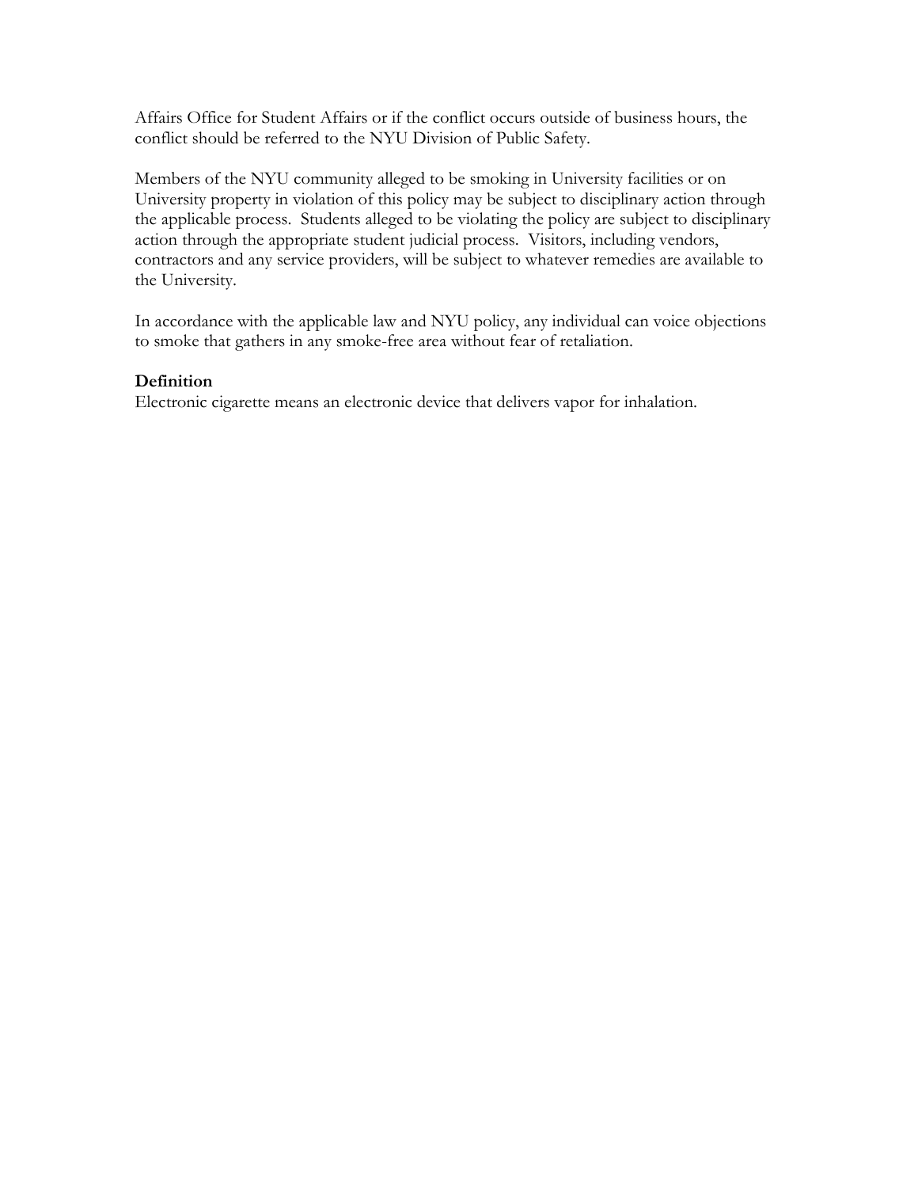Affairs Office for Student Affairs or if the conflict occurs outside of business hours, the conflict should be referred to the NYU Division of Public Safety.

Members of the NYU community alleged to be smoking in University facilities or on University property in violation of this policy may be subject to disciplinary action through the applicable process. Students alleged to be violating the policy are subject to disciplinary action through the appropriate student judicial process. Visitors, including vendors, contractors and any service providers, will be subject to whatever remedies are available to the University.

In accordance with the applicable law and NYU policy, any individual can voice objections to smoke that gathers in any smoke-free area without fear of retaliation.

**Definition**

Electronic cigarette means an electronic device that delivers vapor for inhalation.